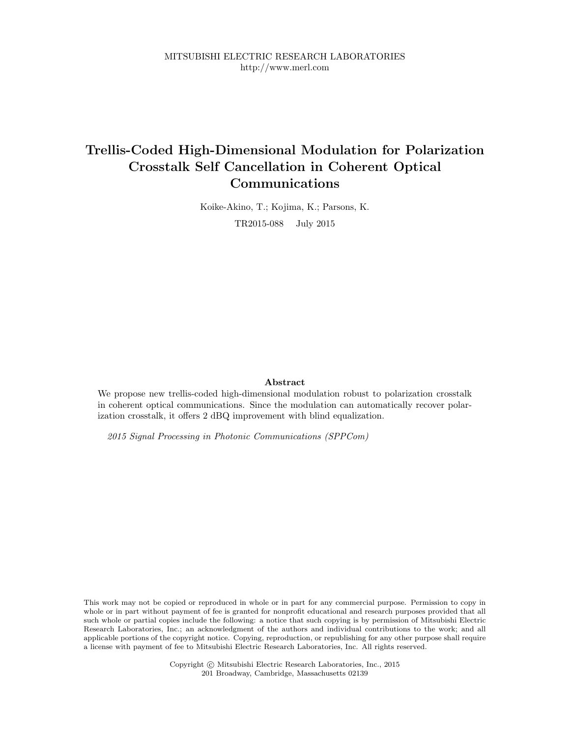MITSUBISHI ELECTRIC RESEARCH LABORATORIES
http://www.merl.com

# Trellis-Coded High-Dimensional Modulation for Polarization Crosstalk Self Cancellation in Coherent Optical Communications

Koike-Akino, T.; Kojima, K.; Parsons, K.

TR2015-088 July 2015

### Abstract

We propose new trellis-coded high-dimensional modulation robust to polarization crosstalk in coherent optical communications. Since the modulation can automatically recover polarization crosstalk, it offers 2 dBQ improvement with blind equalization.

*2015 Signal Processing in Photonic Communications (SPPCom)*

This work may not be copied or reproduced in whole or in part for any commercial purpose. Permission to copy in whole or in part without payment of fee is granted for nonprofit educational and research purposes provided that all such whole or partial copies include the following: a notice that such copying is by permission of Mitsubishi Electric Research Laboratories, Inc.; an acknowledgment of the authors and individual contributions to the work; and all applicable portions of the copyright notice. Copying, reproduction, or republishing for any other purpose shall require a license with payment of fee to Mitsubishi Electric Research Laboratories, Inc. All rights reserved.

Copyright © Mitsubishi Electric Research Laboratories, Inc., 2015
201 Broadway, Cambridge, Massachusetts 02139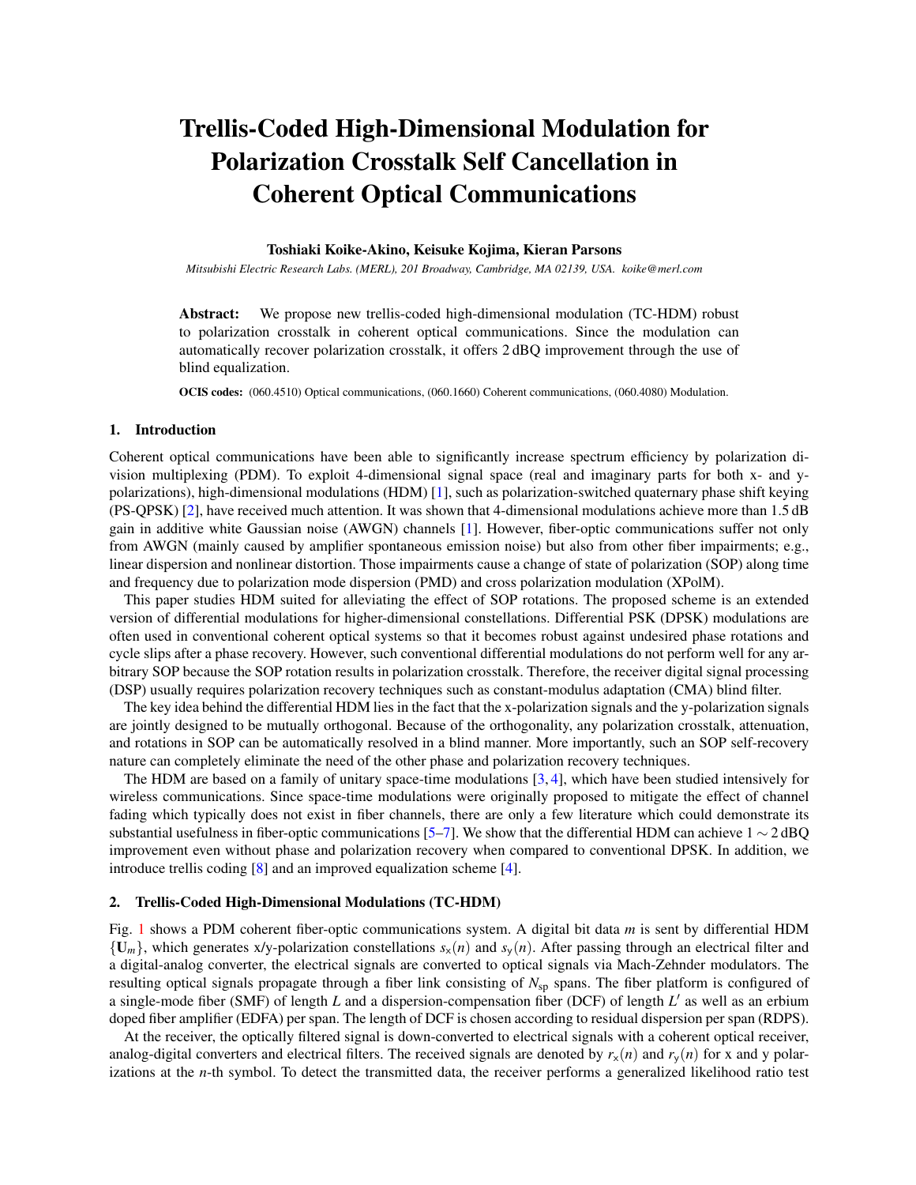# Trellis-Coded High-Dimensional Modulation for Polarization Crosstalk Self Cancellation in Coherent Optical Communications

**Toshiaki Koike-Akino, Keisuke Kojima, Kieran Parsons**

*Mitsubishi Electric Research Labs. (MERL), 201 Broadway, Cambridge, MA 02139, USA. koike@merl.com*

**Abstract:** We propose new trellis-coded high-dimensional modulation (TC-HDM) robust to polarization crosstalk in coherent optical communications. Since the modulation can automatically recover polarization crosstalk, it offers 2 dBQ improvement through the use of blind equalization.

**OCIS codes:** (060.4510) Optical communications, (060.1660) Coherent communications, (060.4080) Modulation.

## 1. Introduction

Coherent optical communications have been able to significantly increase spectrum efficiency by polarization division multiplexing (PDM). To exploit 4-dimensional signal space (real and imaginary parts for both x- and y-polarizations), high-dimensional modulations (HDM) [1], such as polarization-switched quaternary phase shift keying (PS-QPSK) [2], have received much attention. It was shown that 4-dimensional modulations achieve more than 1.5 dB gain in additive white Gaussian noise (AWGN) channels [1]. However, fiber-optic communications suffer not only from AWGN (mainly caused by amplifier spontaneous emission noise) but also from other fiber impairments; e.g., linear dispersion and nonlinear distortion. Those impairments cause a change of state of polarization (SOP) along time and frequency due to polarization mode dispersion (PMD) and cross polarization modulation (XPolM).

This paper studies HDM suited for alleviating the effect of SOP rotations. The proposed scheme is an extended version of differential modulations for higher-dimensional constellations. Differential PSK (DPSK) modulations are often used in conventional coherent optical systems so that it becomes robust against undesired phase rotations and cycle slips after a phase recovery. However, such conventional differential modulations do not perform well for any arbitrary SOP because the SOP rotation results in polarization crosstalk. Therefore, the receiver digital signal processing (DSP) usually requires polarization recovery techniques such as constant-modulus adaptation (CMA) blind filter.

The key idea behind the differential HDM lies in the fact that the x-polarization signals and the y-polarization signals are jointly designed to be mutually orthogonal. Because of the orthogonality, any polarization crosstalk, attenuation, and rotations in SOP can be automatically resolved in a blind manner. More importantly, such an SOP self-recovery nature can completely eliminate the need of the other phase and polarization recovery techniques.

The HDM are based on a family of unitary space-time modulations [3, 4], which have been studied intensively for wireless communications. Since space-time modulations were originally proposed to mitigate the effect of channel fading which typically does not exist in fiber channels, there are only a few literature which could demonstrate its substantial usefulness in fiber-optic communications [5–7]. We show that the differential HDM can achieve $1 \sim 2$ dBQ improvement even without phase and polarization recovery when compared to conventional DPSK. In addition, we introduce trellis coding [8] and an improved equalization scheme [4].

## 2. Trellis-Coded High-Dimensional Modulations (TC-HDM)

Fig. 1 shows a PDM coherent fiber-optic communications system. A digital bit data $m$ is sent by differential HDM $\{\mathbf{U}_m\}$, which generates x/y-polarization constellations $s_\mathrm{x}(n)$ and $s_\mathrm{y}(n)$. After passing through an electrical filter and a digital-analog converter, the electrical signals are converted to optical signals via Mach-Zehnder modulators. The resulting optical signals propagate through a fiber link consisting of $N_\mathrm{sp}$ spans. The fiber platform is configured of a single-mode fiber (SMF) of length $L$ and a dispersion-compensation fiber (DCF) of length $L'$ as well as an erbium doped fiber amplifier (EDFA) per span. The length of DCF is chosen according to residual dispersion per span (RDPS).

At the receiver, the optically filtered signal is down-converted to electrical signals with a coherent optical receiver, analog-digital converters and electrical filters. The received signals are denoted by $r_\mathrm{x}(n)$ and $r_\mathrm{y}(n)$ for x and y polarizations at the $n$-th symbol. To detect the transmitted data, the receiver performs a generalized likelihood ratio test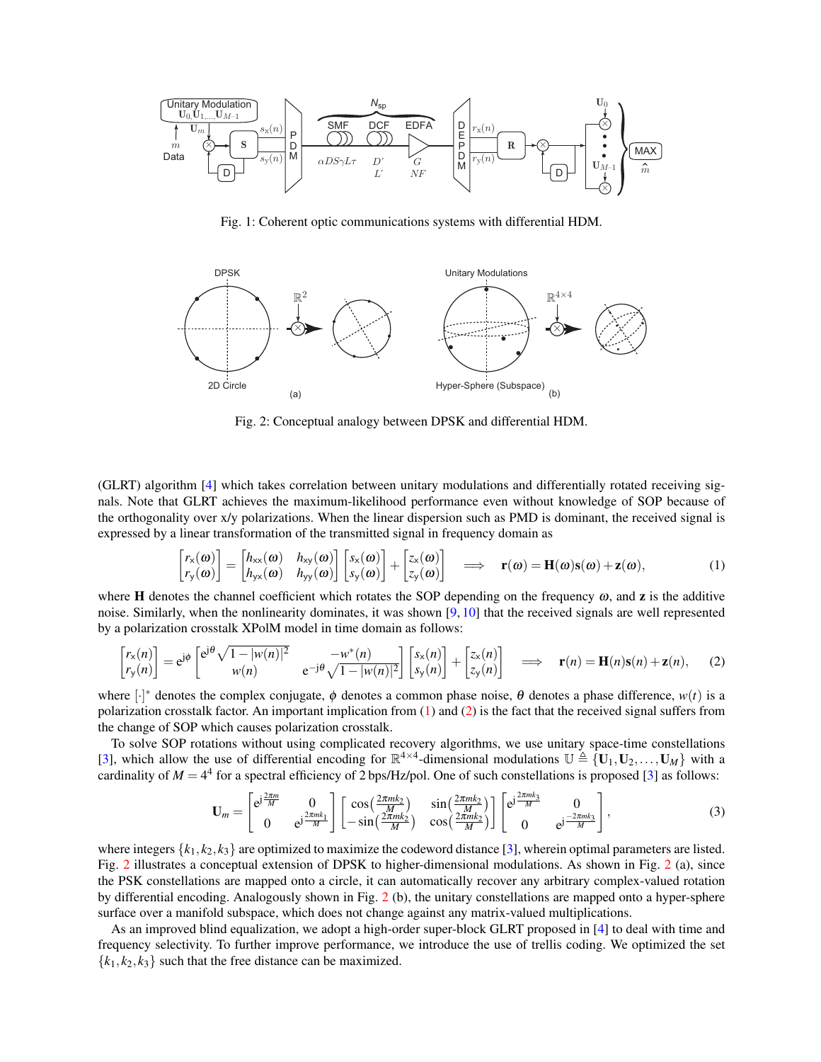Fig. 1: Coherent optic communications systems with differential HDM.

Fig. 2: Conceptual analogy between DPSK and differential HDM.

(GLRT) algorithm [4] which takes correlation between unitary modulations and differentially rotated receiving signals. Note that GLRT achieves the maximum-likelihood performance even without knowledge of SOP because of the orthogonality over x/y polarizations. When the linear dispersion such as PMD is dominant, the received signal is expressed by a linear transformation of the transmitted signal in frequency domain as

$$\begin{bmatrix} r_{\mathrm{x}}(\omega) \\ r_{\mathrm{y}}(\omega) \end{bmatrix} = \begin{bmatrix} h_{\mathrm{xx}}(\omega) & h_{\mathrm{xy}}(\omega) \\ h_{\mathrm{yx}}(\omega) & h_{\mathrm{yy}}(\omega) \end{bmatrix} \begin{bmatrix} s_{\mathrm{x}}(\omega) \\ s_{\mathrm{y}}(\omega) \end{bmatrix} + \begin{bmatrix} z_{\mathrm{x}}(\omega) \\ z_{\mathrm{y}}(\omega) \end{bmatrix} \quad \Longrightarrow \quad \mathbf{r}(\omega) = \mathbf{H}(\omega)\mathbf{s}(\omega) + \mathbf{z}(\omega), \tag{1}$$

where $\mathbf{H}$ denotes the channel coefficient which rotates the SOP depending on the frequency $\omega$, and $\mathbf{z}$ is the additive noise. Similarly, when the nonlinearity dominates, it was shown [9, 10] that the received signals are well represented by a polarization crosstalk XPolM model in time domain as follows:

$$\begin{bmatrix} r_{\mathrm{x}}(n) \\ r_{\mathrm{y}}(n) \end{bmatrix} = \mathrm{e}^{\mathrm{j}\phi} \begin{bmatrix} \mathrm{e}^{\mathrm{j}\theta}\sqrt{1-|w(n)|^2} & -w^*(n) \\ w(n) & \mathrm{e}^{-\mathrm{j}\theta}\sqrt{1-|w(n)|^2} \end{bmatrix} \begin{bmatrix} s_{\mathrm{x}}(n) \\ s_{\mathrm{y}}(n) \end{bmatrix} + \begin{bmatrix} z_{\mathrm{x}}(n) \\ z_{\mathrm{y}}(n) \end{bmatrix} \quad \Longrightarrow \quad \mathbf{r}(n) = \mathbf{H}(n)\mathbf{s}(n) + \mathbf{z}(n), \tag{2}$$

where $[\cdot]^*$ denotes the complex conjugate, $\phi$ denotes a common phase noise, $\theta$ denotes a phase difference, $w(t)$ is a polarization crosstalk factor. An important implication from (1) and (2) is the fact that the received signal suffers from the change of SOP which causes polarization crosstalk.

To solve SOP rotations without using complicated recovery algorithms, we use unitary space-time constellations [3], which allow the use of differential encoding for $\mathbb{R}^{4\times 4}$-dimensional modulations $\mathbb{U} \triangleq \{\mathbf{U}_1, \mathbf{U}_2, \ldots, \mathbf{U}_M\}$ with a cardinality of $M = 4^4$ for a spectral efficiency of 2 bps/Hz/pol. One of such constellations is proposed [3] as follows:

$$\mathbf{U}_m = \begin{bmatrix} \mathrm{e}^{\mathrm{j}\frac{2\pi m}{M}} & 0 \\ 0 & \mathrm{e}^{\mathrm{j}\frac{2\pi m k_1}{M}} \end{bmatrix} \begin{bmatrix} \cos\left(\frac{2\pi m k_2}{M}\right) & \sin\left(\frac{2\pi m k_2}{M}\right) \\ -\sin\left(\frac{2\pi m k_2}{M}\right) & \cos\left(\frac{2\pi m k_2}{M}\right) \end{bmatrix} \begin{bmatrix} \mathrm{e}^{\mathrm{j}\frac{2\pi m k_3}{M}} & 0 \\ 0 & \mathrm{e}^{\mathrm{j}\frac{-2\pi m k_3}{M}} \end{bmatrix}, \tag{3}$$

where integers $\{k_1, k_2, k_3\}$ are optimized to maximize the codeword distance [3], wherein optimal parameters are listed. Fig. 2 illustrates a conceptual extension of DPSK to higher-dimensional modulations. As shown in Fig. 2 (a), since the PSK constellations are mapped onto a circle, it can automatically recover any arbitrary complex-valued rotation by differential encoding. Analogously shown in Fig. 2 (b), the unitary constellations are mapped onto a hyper-sphere surface over a manifold subspace, which does not change against any matrix-valued multiplications.

As an improved blind equalization, we adopt a high-order super-block GLRT proposed in [4] to deal with time and frequency selectivity. To further improve performance, we introduce the use of trellis coding. We optimized the set $\{k_1, k_2, k_3\}$ such that the free distance can be maximized.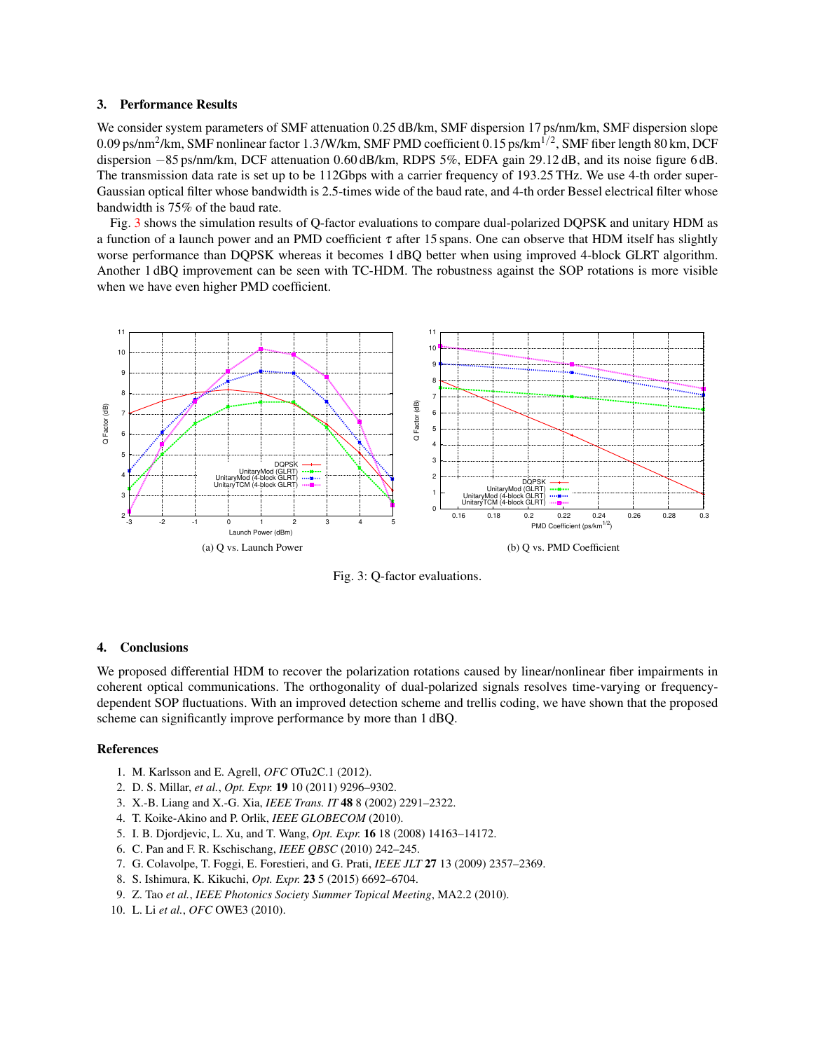## 3. Performance Results

We consider system parameters of SMF attenuation 0.25 dB/km, SMF dispersion 17 ps/nm/km, SMF dispersion slope 0.09 ps/nm$^2$/km, SMF nonlinear factor 1.3 /W/km, SMF PMD coefficient 0.15 ps/km$^{1/2}$, SMF fiber length 80 km, DCF dispersion −85 ps/nm/km, DCF attenuation 0.60 dB/km, RDPS 5%, EDFA gain 29.12 dB, and its noise figure 6 dB. The transmission data rate is set up to be 112Gbps with a carrier frequency of 193.25 THz. We use 4-th order super-Gaussian optical filter whose bandwidth is 2.5-times wide of the baud rate, and 4-th order Bessel electrical filter whose bandwidth is 75% of the baud rate.

Fig. 3 shows the simulation results of Q-factor evaluations to compare dual-polarized DQPSK and unitary HDM as a function of a launch power and an PMD coefficient $\tau$ after 15 spans. One can observe that HDM itself has slightly worse performance than DQPSK whereas it becomes 1 dBQ better when using improved 4-block GLRT algorithm. Another 1 dBQ improvement can be seen with TC-HDM. The robustness against the SOP rotations is more visible when we have even higher PMD coefficient.

Q Factor (dB)
11
10
9
8
7
6
5
4
3
2
-3 -2 -1 0 1 2 3 4 5
Launch Power (dBm)
DQPSK
UnitaryMod (GLRT)
UnitaryMod (4-block GLRT)
UnitaryTCM (4-block GLRT)

(a) Q vs. Launch Power

Q Factor (dB)
11
10
9
8
7
6
5
4
3
2
1
0
0.16 0.18 0.2 0.22 0.24 0.26 0.28 0.3
PMD Coefficient (ps/km$^{1/2}$)
DQPSK
UnitaryMod (GLRT)
UnitaryMod (4-block GLRT)
UnitaryTCM (4-block GLRT)

(b) Q vs. PMD Coefficient

Fig. 3: Q-factor evaluations.

## 4. Conclusions

We proposed differential HDM to recover the polarization rotations caused by linear/nonlinear fiber impairments in coherent optical communications. The orthogonality of dual-polarized signals resolves time-varying or frequency-dependent SOP fluctuations. With an improved detection scheme and trellis coding, we have shown that the proposed scheme can significantly improve performance by more than 1 dBQ.

## References

1. M. Karlsson and E. Agrell, *OFC* OTu2C.1 (2012).
2. D. S. Millar, *et al.*, *Opt. Expr.* **19** 10 (2011) 9296–9302.
3. X.-B. Liang and X.-G. Xia, *IEEE Trans. IT* **48** 8 (2002) 2291–2322.
4. T. Koike-Akino and P. Orlik, *IEEE GLOBECOM* (2010).
5. I. B. Djordjevic, L. Xu, and T. Wang, *Opt. Expr.* **16** 18 (2008) 14163–14172.
6. C. Pan and F. R. Kschischang, *IEEE QBSC* (2010) 242–245.
7. G. Colavolpe, T. Foggi, E. Forestieri, and G. Prati, *IEEE JLT* **27** 13 (2009) 2357–2369.
8. S. Ishimura, K. Kikuchi, *Opt. Expr.* **23** 5 (2015) 6692–6704.
9. Z. Tao *et al.*, *IEEE Photonics Society Summer Topical Meeting*, MA2.2 (2010).
10. L. Li *et al.*, *OFC* OWE3 (2010).